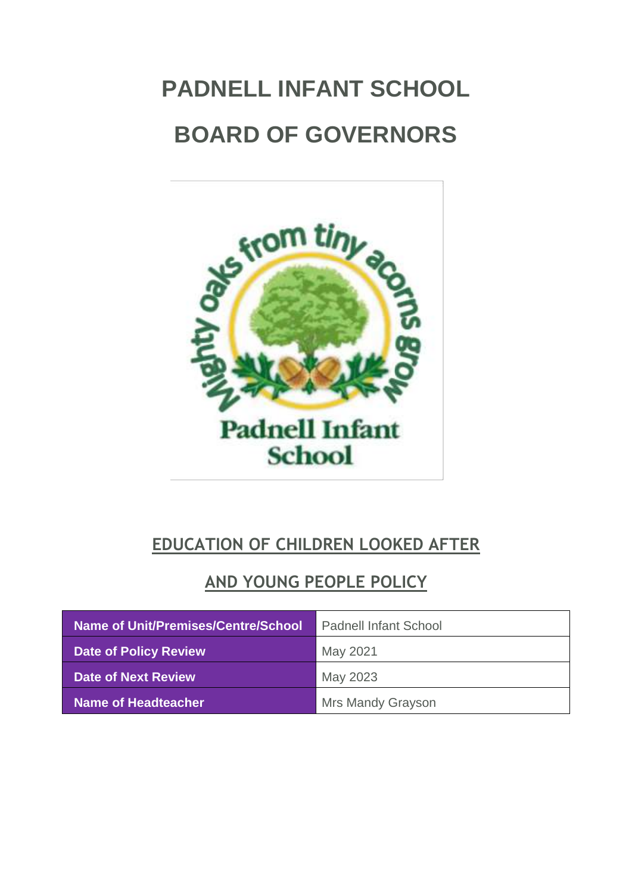# PADNELL INFANT SCHOOL

# BOARD OF GOVERNORS

## EDUCATION OF CHILDREN LOOKED AFTER AND YOUNG PEOPLE POLICY

| Name of Unit/Premises/Centre/School | Padnell Infant School |
| --- | --- |
| Date of Policy Review | May 2021 |
| Date of Next Review | May 2023 |
| Name of Headteacher | Mrs Mandy Grayson |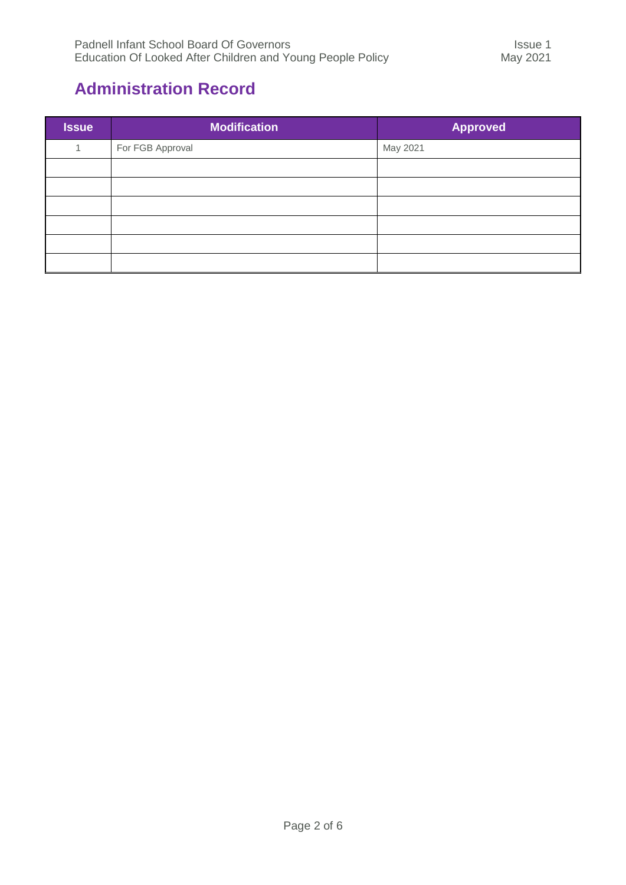# Administration Record

| Issue | Modification | Approved |
| --- | --- | --- |
| 1 | For FGB Approval | May 2021 |
| | | |
| | | |
| | | |
| | | |
| | | |
| | | |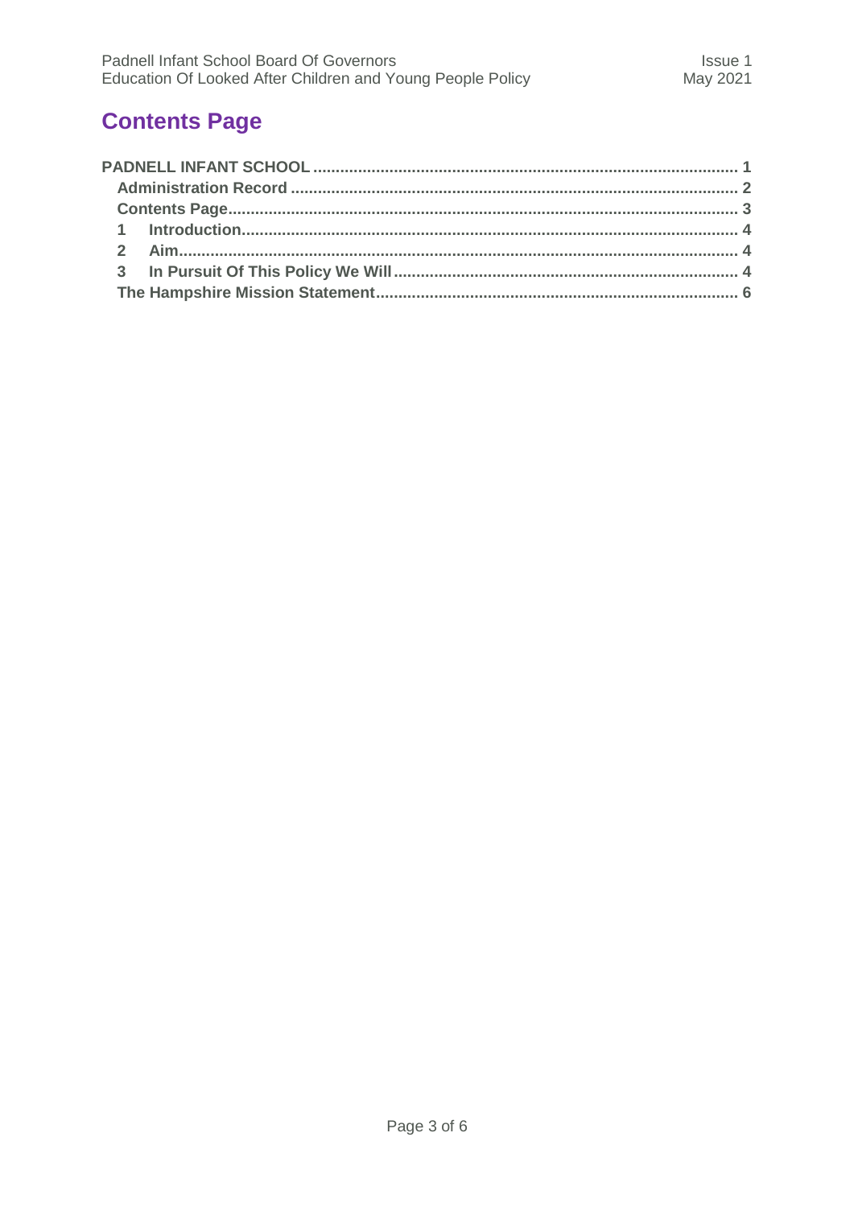# Contents Page

| | |
|---|---|
| **PADNELL INFANT SCHOOL** | **1** |
| **Administration Record** | **2** |
| **Contents Page** | **3** |
| **1 Introduction** | **4** |
| **2 Aim** | **4** |
| **3 In Pursuit Of This Policy We Will** | **4** |
| **The Hampshire Mission Statement** | **6** |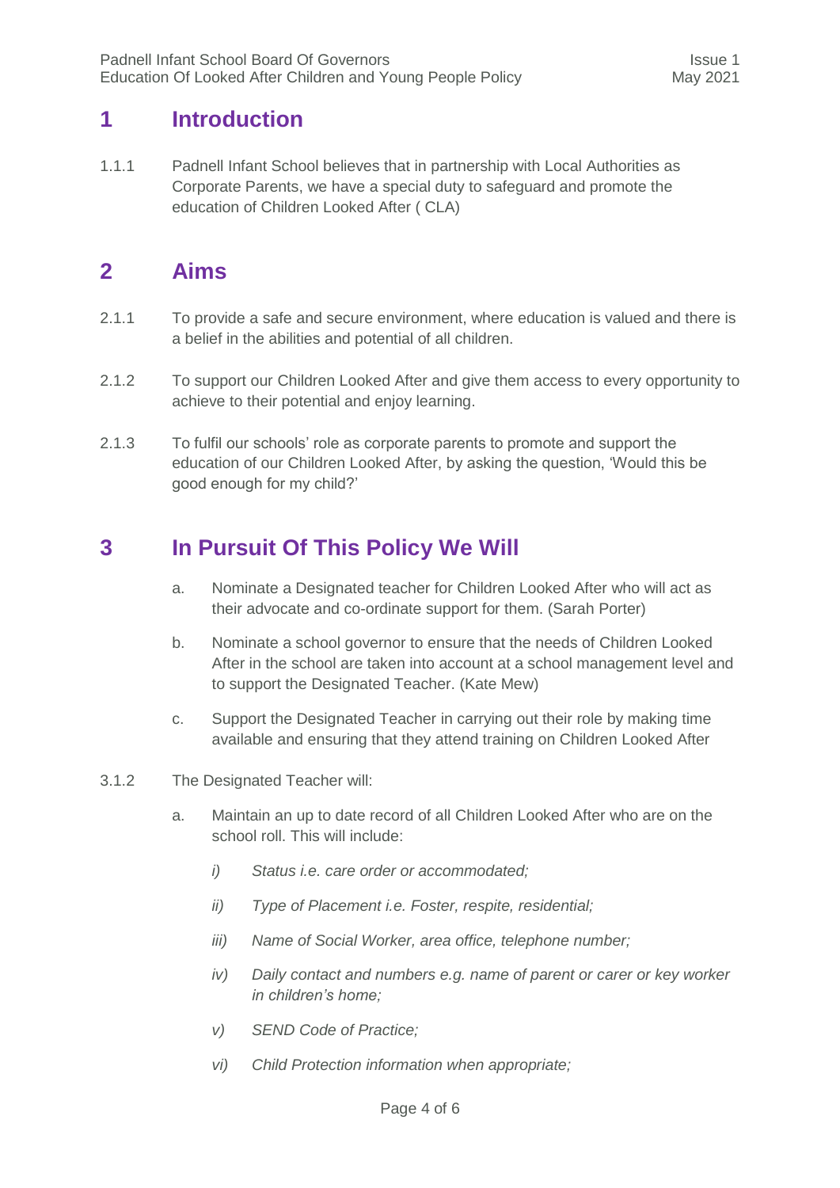## 1 Introduction

1.1.1 Padnell Infant School believes that in partnership with Local Authorities as Corporate Parents, we have a special duty to safeguard and promote the education of Children Looked After ( CLA)

## 2 Aims

2.1.1 To provide a safe and secure environment, where education is valued and there is a belief in the abilities and potential of all children.

2.1.2 To support our Children Looked After and give them access to every opportunity to achieve to their potential and enjoy learning.

2.1.3 To fulfil our schools' role as corporate parents to promote and support the education of our Children Looked After, by asking the question, 'Would this be good enough for my child?'

## 3 In Pursuit Of This Policy We Will

a. Nominate a Designated teacher for Children Looked After who will act as their advocate and co-ordinate support for them. (Sarah Porter)

b. Nominate a school governor to ensure that the needs of Children Looked After in the school are taken into account at a school management level and to support the Designated Teacher. (Kate Mew)

c. Support the Designated Teacher in carrying out their role by making time available and ensuring that they attend training on Children Looked After

3.1.2 The Designated Teacher will:

a. Maintain an up to date record of all Children Looked After who are on the school roll. This will include:

   i) *Status i.e. care order or accommodated;*

   ii) *Type of Placement i.e. Foster, respite, residential;*

   iii) *Name of Social Worker, area office, telephone number;*

   iv) *Daily contact and numbers e.g. name of parent or carer or key worker in children's home;*

   v) *SEND Code of Practice;*

   vi) *Child Protection information when appropriate;*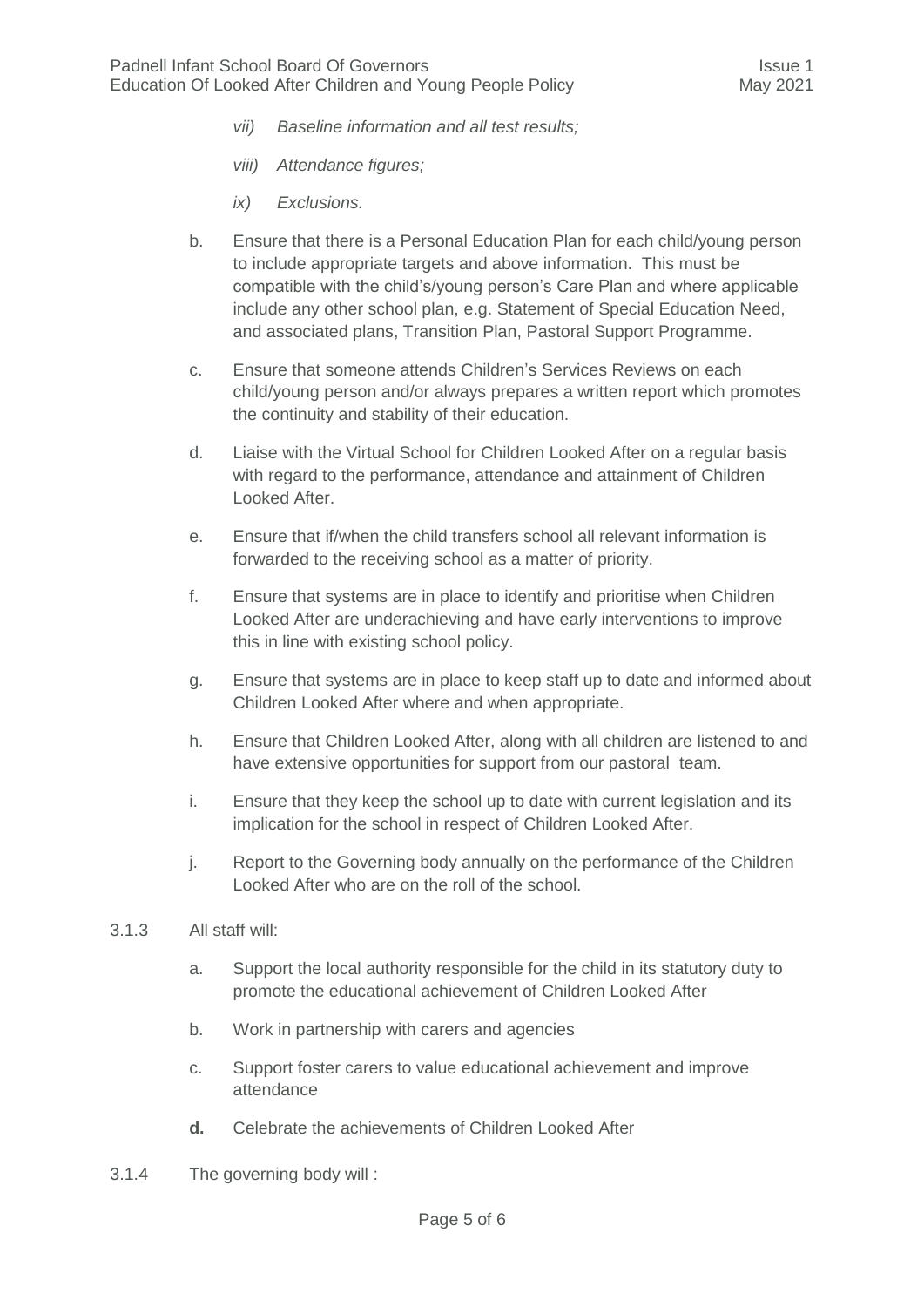- *vii) Baseline information and all test results;*
- *viii) Attendance figures;*
- *ix) Exclusions.*

b. Ensure that there is a Personal Education Plan for each child/young person to include appropriate targets and above information. This must be compatible with the child's/young person's Care Plan and where applicable include any other school plan, e.g. Statement of Special Education Need, and associated plans, Transition Plan, Pastoral Support Programme.

c. Ensure that someone attends Children's Services Reviews on each child/young person and/or always prepares a written report which promotes the continuity and stability of their education.

d. Liaise with the Virtual School for Children Looked After on a regular basis with regard to the performance, attendance and attainment of Children Looked After.

e. Ensure that if/when the child transfers school all relevant information is forwarded to the receiving school as a matter of priority.

f. Ensure that systems are in place to identify and prioritise when Children Looked After are underachieving and have early interventions to improve this in line with existing school policy.

g. Ensure that systems are in place to keep staff up to date and informed about Children Looked After where and when appropriate.

h. Ensure that Children Looked After, along with all children are listened to and have extensive opportunities for support from our pastoral team.

i. Ensure that they keep the school up to date with current legislation and its implication for the school in respect of Children Looked After.

j. Report to the Governing body annually on the performance of the Children Looked After who are on the roll of the school.

3.1.3 All staff will:

a. Support the local authority responsible for the child in its statutory duty to promote the educational achievement of Children Looked After

b. Work in partnership with carers and agencies

c. Support foster carers to value educational achievement and improve attendance

**d.** Celebrate the achievements of Children Looked After

3.1.4 The governing body will :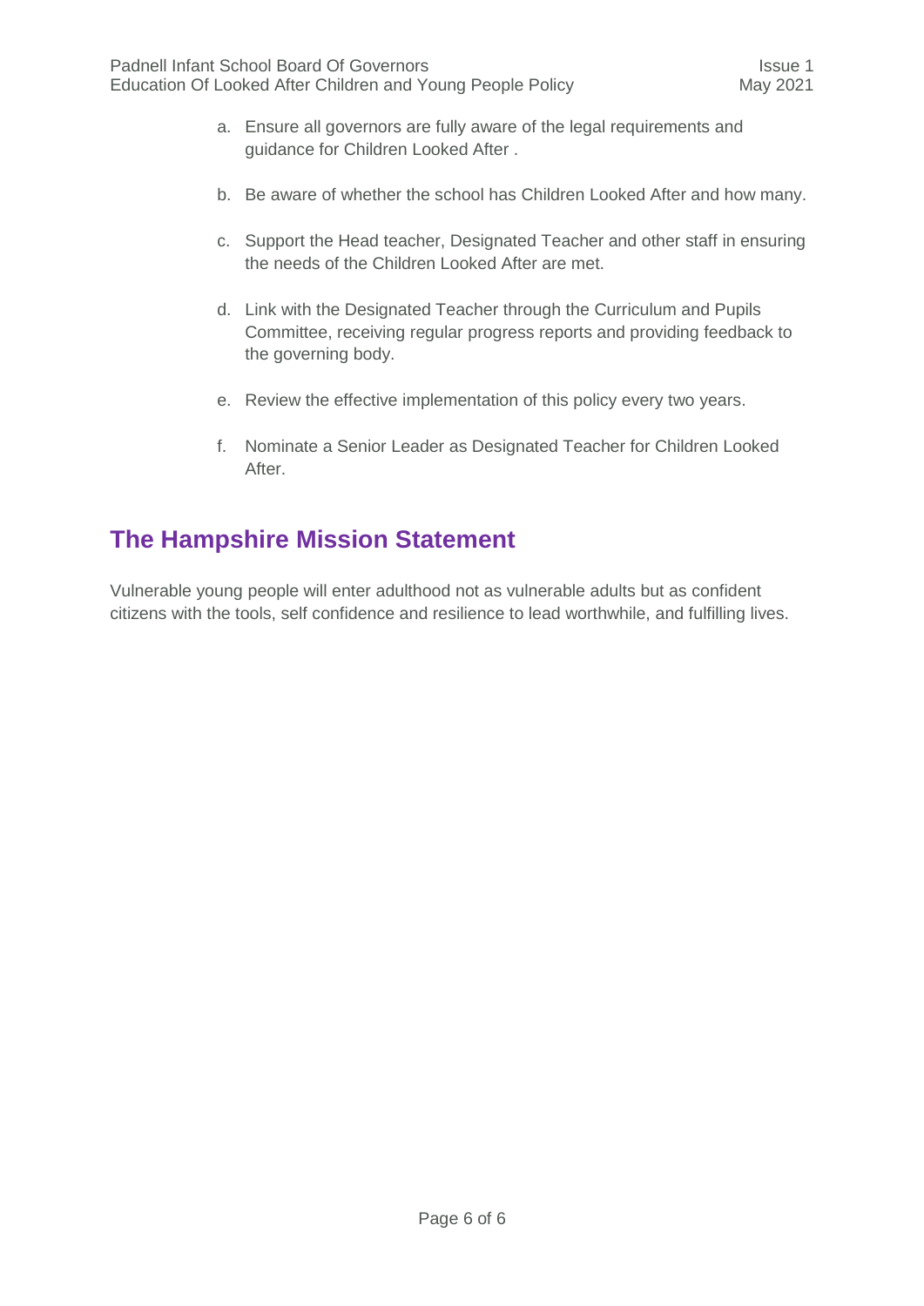a. Ensure all governors are fully aware of the legal requirements and guidance for Children Looked After .

b. Be aware of whether the school has Children Looked After and how many.

c. Support the Head teacher, Designated Teacher and other staff in ensuring the needs of the Children Looked After are met.

d. Link with the Designated Teacher through the Curriculum and Pupils Committee, receiving regular progress reports and providing feedback to the governing body.

e. Review the effective implementation of this policy every two years.

f. Nominate a Senior Leader as Designated Teacher for Children Looked After.

## The Hampshire Mission Statement

Vulnerable young people will enter adulthood not as vulnerable adults but as confident citizens with the tools, self confidence and resilience to lead worthwhile, and fulfilling lives.